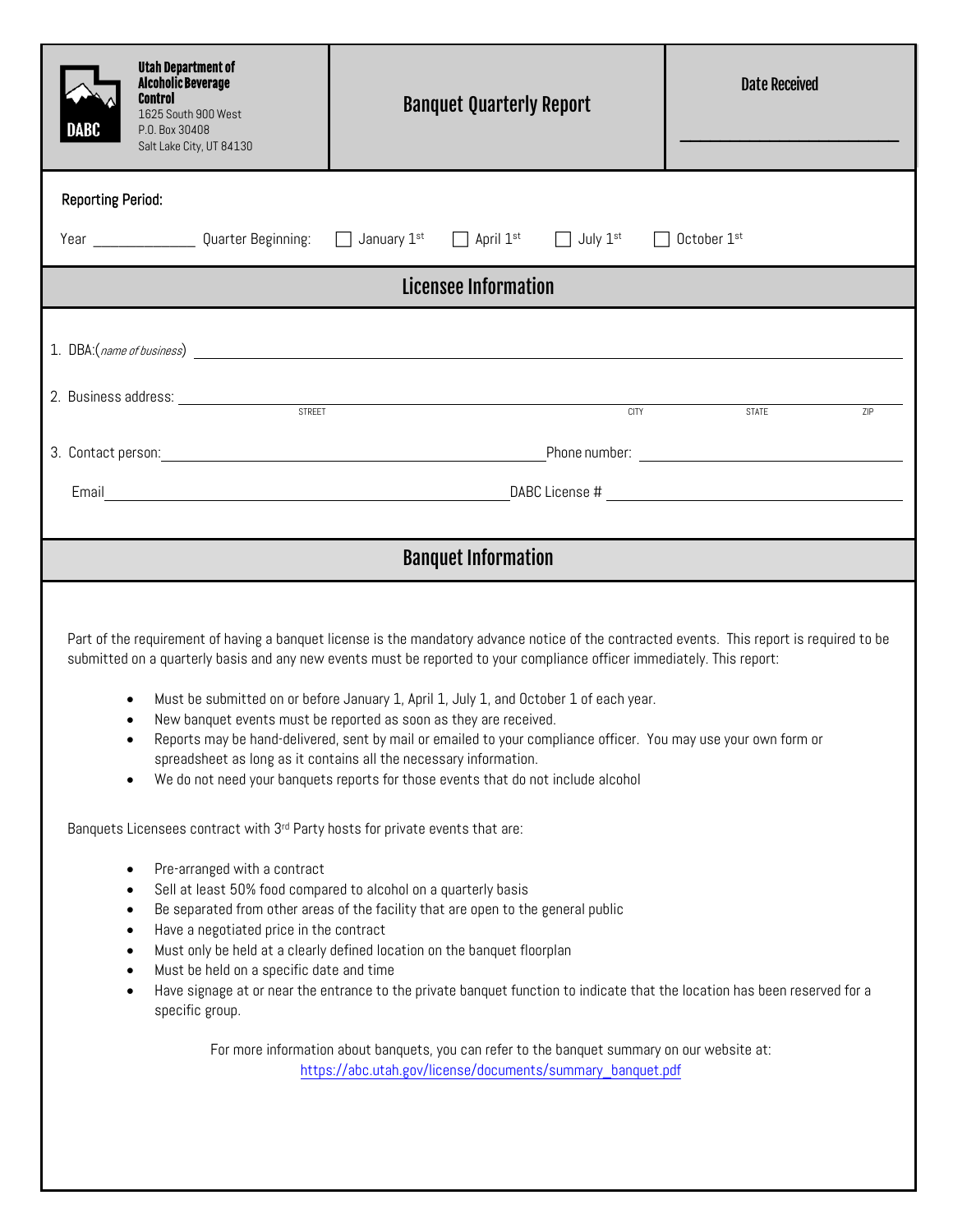**Utah Department of Alcoholic Beverage Control**
1625 South 900 West
P.O. Box 30408
Salt Lake City, UT 84130

# Banquet Quarterly Report

**Date Received** ______________________

**Reporting Period:**

Year ____________ Quarter Beginning: ☐ January 1st ☐ April 1st ☐ July 1st ☐ October 1st

## Licensee Information

1. DBA:(*name of business*) ______________________________________________

2. Business address: ______________________________________________
   STREET CITY STATE ZIP

3. Contact person: ______________________ Phone number: ______________________

   Email ______________________ DABC License # ______________________

## Banquet Information

Part of the requirement of having a banquet license is the mandatory advance notice of the contracted events. This report is required to be submitted on a quarterly basis and any new events must be reported to your compliance officer immediately. This report:

- Must be submitted on or before January 1, April 1, July 1, and October 1 of each year.
- New banquet events must be reported as soon as they are received.
- Reports may be hand-delivered, sent by mail or emailed to your compliance officer. You may use your own form or spreadsheet as long as it contains all the necessary information.
- We do not need your banquets reports for those events that do not include alcohol

Banquets Licensees contract with 3rd Party hosts for private events that are:

- Pre-arranged with a contract
- Sell at least 50% food compared to alcohol on a quarterly basis
- Be separated from other areas of the facility that are open to the general public
- Have a negotiated price in the contract
- Must only be held at a clearly defined location on the banquet floorplan
- Must be held on a specific date and time
- Have signage at or near the entrance to the private banquet function to indicate that the location has been reserved for a specific group.

For more information about banquets, you can refer to the banquet summary on our website at: https://abc.utah.gov/license/documents/summary_banquet.pdf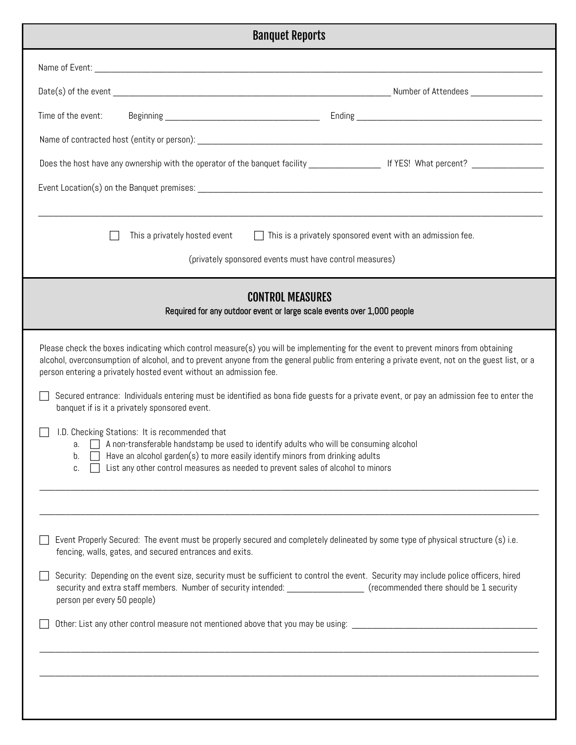## Banquet Reports

Name of Event: ______________________________________________

Date(s) of the event ______________________________ Number of Attendees ______________

Time of the event: Beginning ______________________ Ending ______________________

Name of contracted host (entity or person): ______________________________________________

Does the host have any ownership with the operator of the banquet facility ______________ If YES! What percent? ______________

Event Location(s) on the Banquet premises: ______________________________________________

______________________________________________

☐ This a privately hosted event ☐ This is a privately sponsored event with an admission fee.

(privately sponsored events must have control measures)

## CONTROL MEASURES

**Required for any outdoor event or large scale events over 1,000 people**

Please check the boxes indicating which control measure(s) you will be implementing for the event to prevent minors from obtaining alcohol, overconsumption of alcohol, and to prevent anyone from the general public from entering a private event, not on the guest list, or a person entering a privately hosted event without an admission fee.

☐ Secured entrance: Individuals entering must be identified as bona fide guests for a private event, or pay an admission fee to enter the banquet if is it a privately sponsored event.

☐ I.D. Checking Stations: It is recommended that

a. ☐ A non-transferable handstamp be used to identify adults who will be consuming alcohol
b. ☐ Have an alcohol garden(s) to more easily identify minors from drinking adults
c. ☐ List any other control measures as needed to prevent sales of alcohol to minors

______________________________________________

______________________________________________

☐ Event Properly Secured: The event must be properly secured and completely delineated by some type of physical structure (s) i.e. fencing, walls, gates, and secured entrances and exits.

☐ Security: Depending on the event size, security must be sufficient to control the event. Security may include police officers, hired security and extra staff members. Number of security intended: ______________ (recommended there should be 1 security person per every 50 people)

☐ Other: List any other control measure not mentioned above that you may be using: ______________________________

______________________________________________

______________________________________________